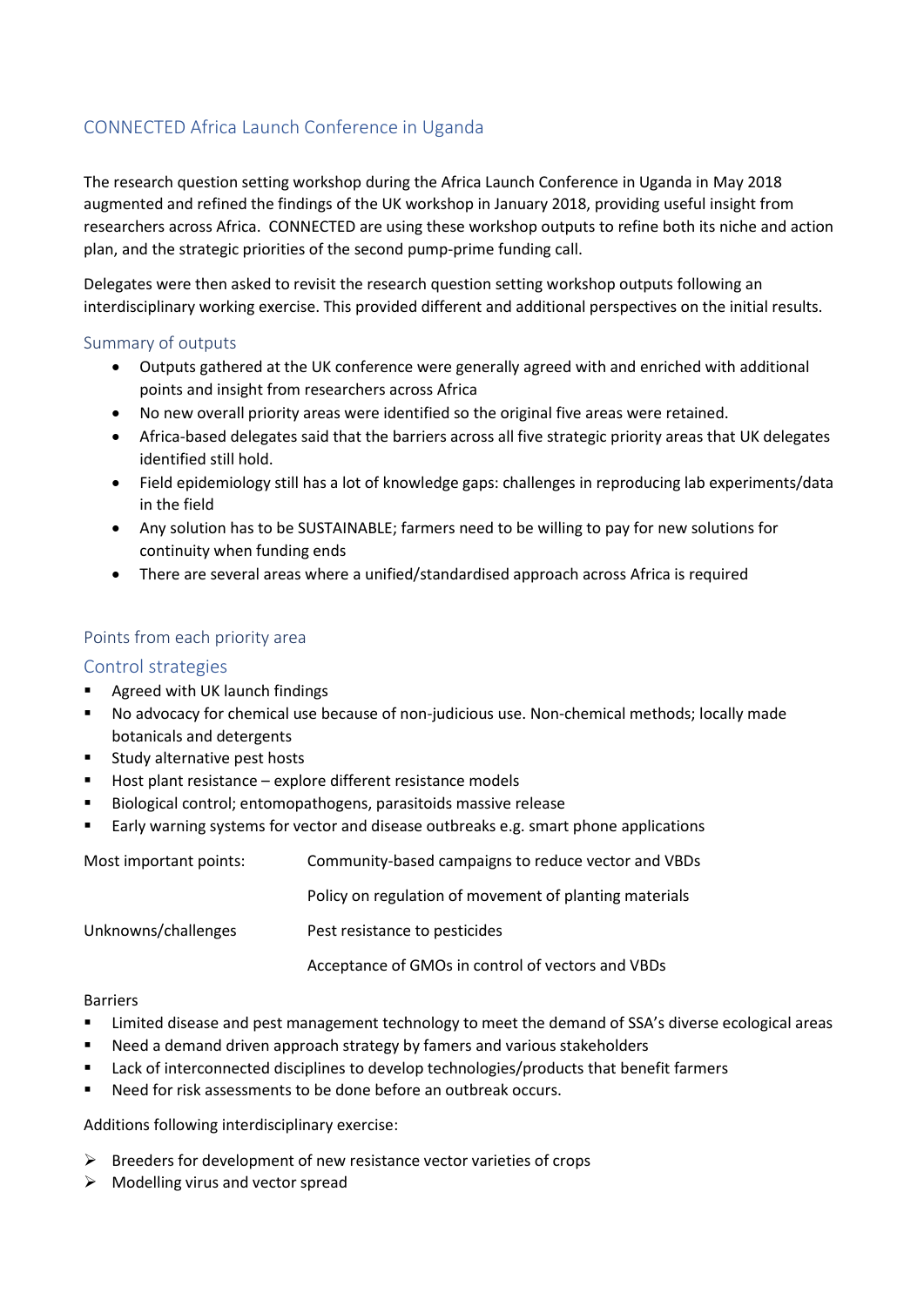## CONNECTED Africa Launch Conference in Uganda

The research question setting workshop during the Africa Launch Conference in Uganda in May 2018 augmented and refined the findings of the UK workshop in January 2018, providing useful insight from researchers across Africa. CONNECTED are using these workshop outputs to refine both its niche and action plan, and the strategic priorities of the second pump-prime funding call.

Delegates were then asked to revisit the research question setting workshop outputs following an interdisciplinary working exercise. This provided different and additional perspectives on the initial results.

### Summary of outputs

- Outputs gathered at the UK conference were generally agreed with and enriched with additional points and insight from researchers across Africa
- No new overall priority areas were identified so the original five areas were retained.
- Africa-based delegates said that the barriers across all five strategic priority areas that UK delegates identified still hold.
- Field epidemiology still has a lot of knowledge gaps: challenges in reproducing lab experiments/data in the field
- Any solution has to be SUSTAINABLE; farmers need to be willing to pay for new solutions for continuity when funding ends
- There are several areas where a unified/standardised approach across Africa is required

### Points from each priority area

### Control strategies

- Agreed with UK launch findings
- No advocacy for chemical use because of non-judicious use. Non-chemical methods; locally made botanicals and detergents
- Study alternative pest hosts
- Host plant resistance – explore different resistance models
- Biological control; entomopathogens, parasitoids massive release
- Early warning systems for vector and disease outbreaks e.g. smart phone applications

| | |
|---|---|
| Most important points: | Community-based campaigns to reduce vector and VBDs |
| | Policy on regulation of movement of planting materials |
| Unknowns/challenges | Pest resistance to pesticides |
| | Acceptance of GMOs in control of vectors and VBDs |

Barriers

- Limited disease and pest management technology to meet the demand of SSA's diverse ecological areas
- Need a demand driven approach strategy by famers and various stakeholders
- Lack of interconnected disciplines to develop technologies/products that benefit farmers
- Need for risk assessments to be done before an outbreak occurs.

Additions following interdisciplinary exercise:

- Breeders for development of new resistance vector varieties of crops
- Modelling virus and vector spread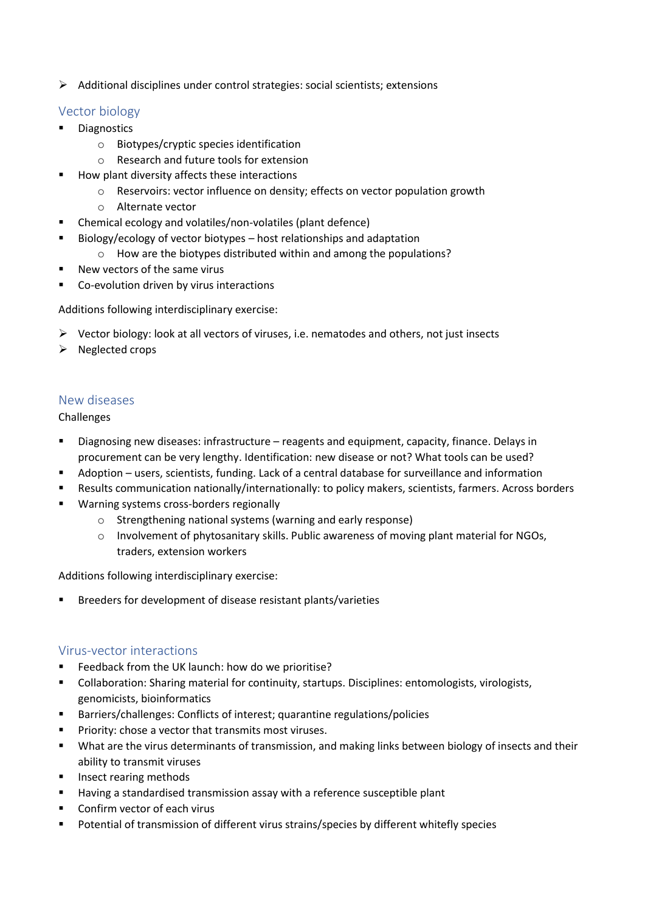- Additional disciplines under control strategies: social scientists; extensions

## Vector biology

- Diagnostics
    - Biotypes/cryptic species identification
    - Research and future tools for extension
- How plant diversity affects these interactions
    - Reservoirs: vector influence on density; effects on vector population growth
    - Alternate vector
- Chemical ecology and volatiles/non-volatiles (plant defence)
- Biology/ecology of vector biotypes – host relationships and adaptation
    - How are the biotypes distributed within and among the populations?
- New vectors of the same virus
- Co-evolution driven by virus interactions

Additions following interdisciplinary exercise:

- Vector biology: look at all vectors of viruses, i.e. nematodes and others, not just insects
- Neglected crops

## New diseases

Challenges

- Diagnosing new diseases: infrastructure – reagents and equipment, capacity, finance. Delays in procurement can be very lengthy. Identification: new disease or not? What tools can be used?
- Adoption – users, scientists, funding. Lack of a central database for surveillance and information
- Results communication nationally/internationally: to policy makers, scientists, farmers. Across borders
- Warning systems cross-borders regionally
    - Strengthening national systems (warning and early response)
    - Involvement of phytosanitary skills. Public awareness of moving plant material for NGOs, traders, extension workers

Additions following interdisciplinary exercise:

- Breeders for development of disease resistant plants/varieties

## Virus-vector interactions

- Feedback from the UK launch: how do we prioritise?
- Collaboration: Sharing material for continuity, startups. Disciplines: entomologists, virologists, genomicists, bioinformatics
- Barriers/challenges: Conflicts of interest; quarantine regulations/policies
- Priority: chose a vector that transmits most viruses.
- What are the virus determinants of transmission, and making links between biology of insects and their ability to transmit viruses
- Insect rearing methods
- Having a standardised transmission assay with a reference susceptible plant
- Confirm vector of each virus
- Potential of transmission of different virus strains/species by different whitefly species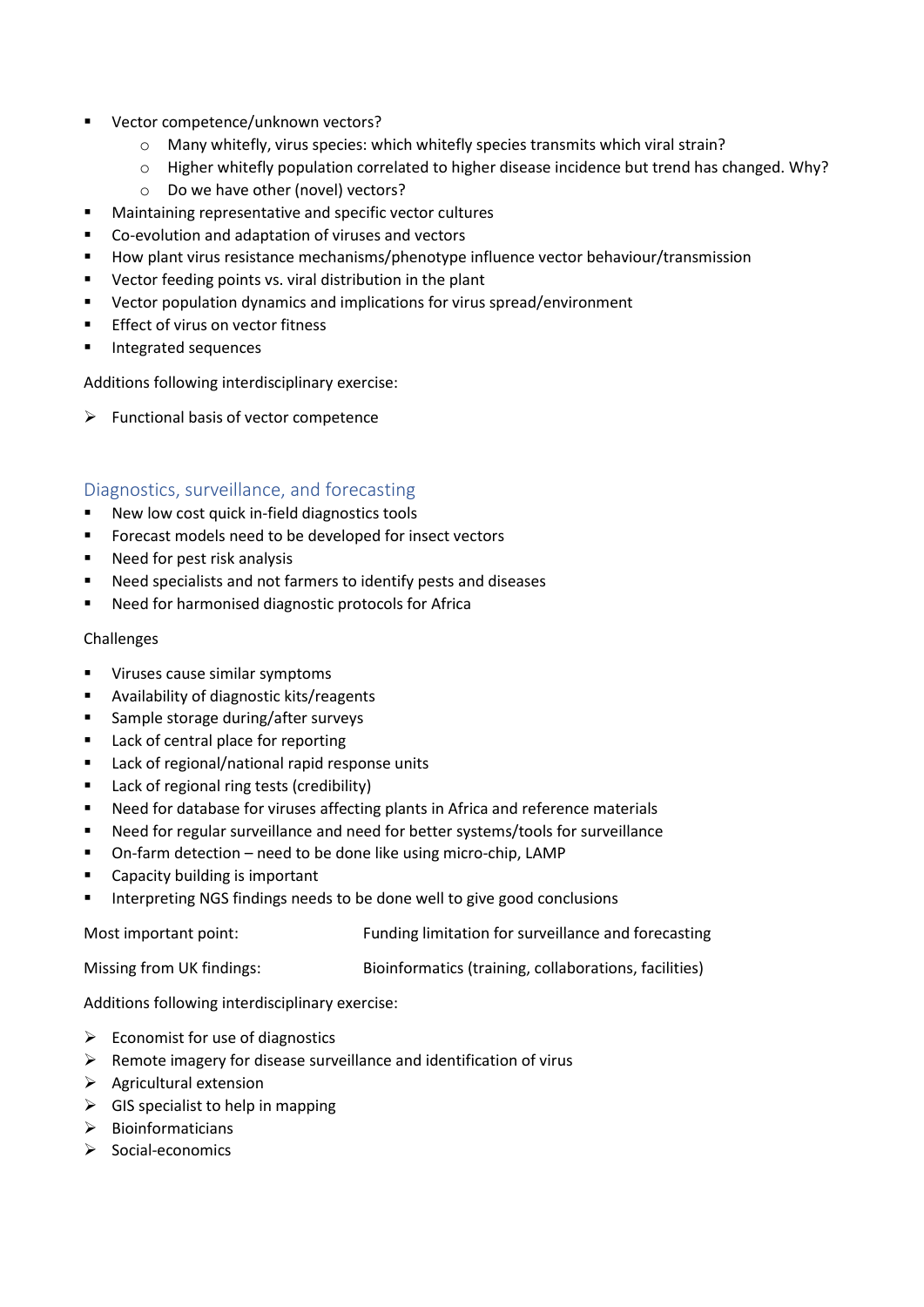- Vector competence/unknown vectors?
    - Many whitefly, virus species: which whitefly species transmits which viral strain?
    - Higher whitefly population correlated to higher disease incidence but trend has changed. Why?
    - Do we have other (novel) vectors?
- Maintaining representative and specific vector cultures
- Co-evolution and adaptation of viruses and vectors
- How plant virus resistance mechanisms/phenotype influence vector behaviour/transmission
- Vector feeding points vs. viral distribution in the plant
- Vector population dynamics and implications for virus spread/environment
- Effect of virus on vector fitness
- Integrated sequences

Additions following interdisciplinary exercise:

- Functional basis of vector competence

## Diagnostics, surveillance, and forecasting

- New low cost quick in-field diagnostics tools
- Forecast models need to be developed for insect vectors
- Need for pest risk analysis
- Need specialists and not farmers to identify pests and diseases
- Need for harmonised diagnostic protocols for Africa

Challenges

- Viruses cause similar symptoms
- Availability of diagnostic kits/reagents
- Sample storage during/after surveys
- Lack of central place for reporting
- Lack of regional/national rapid response units
- Lack of regional ring tests (credibility)
- Need for database for viruses affecting plants in Africa and reference materials
- Need for regular surveillance and need for better systems/tools for surveillance
- On-farm detection – need to be done like using micro-chip, LAMP
- Capacity building is important
- Interpreting NGS findings needs to be done well to give good conclusions

Most important point: Funding limitation for surveillance and forecasting

Missing from UK findings: Bioinformatics (training, collaborations, facilities)

Additions following interdisciplinary exercise:

- Economist for use of diagnostics
- Remote imagery for disease surveillance and identification of virus
- Agricultural extension
- GIS specialist to help in mapping
- Bioinformaticians
- Social-economics